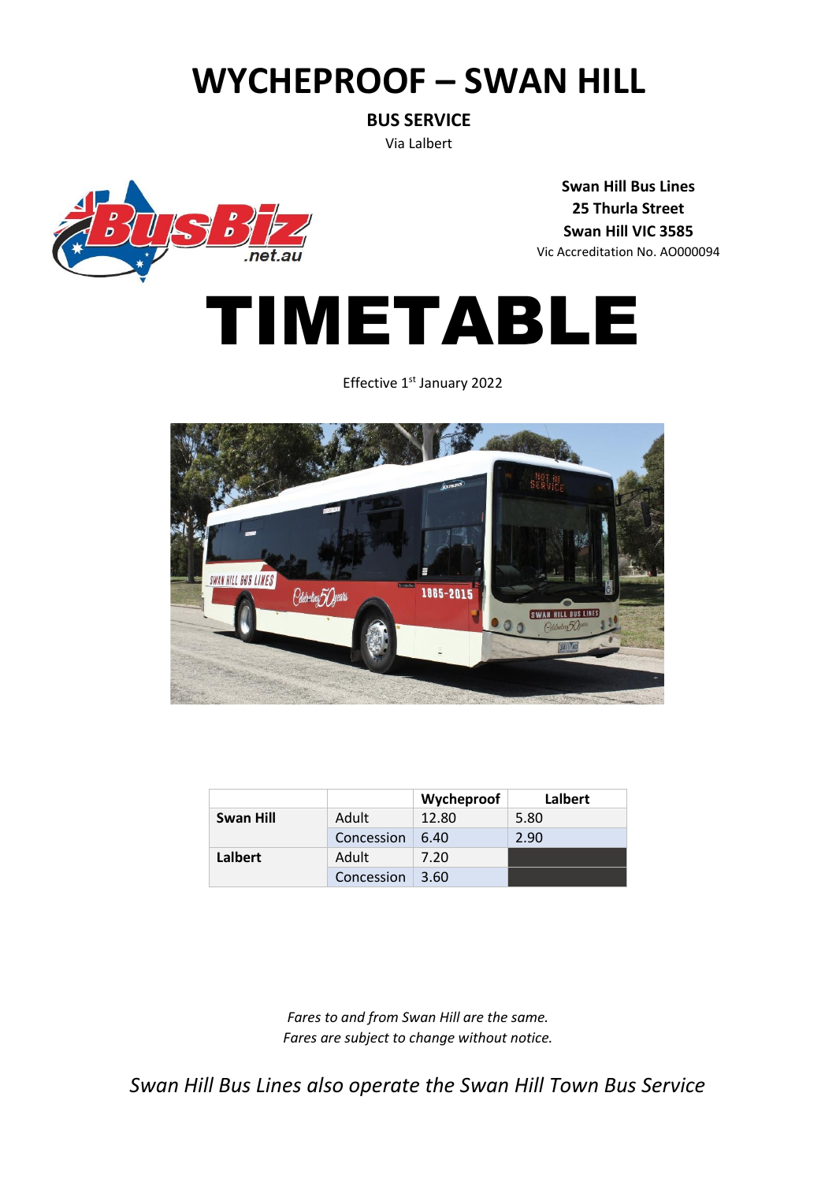# WYCHEPROOF – SWAN HILL

**BUS SERVICE**

Via Lalbert

**Swan Hill Bus Lines**
**25 Thurla Street**
**Swan Hill VIC 3585**
Vic Accreditation No. AO000094

# TIMETABLE

Effective 1st January 2022

| | | Wycheproof | Lalbert |
|---|---|---|---|
| **Swan Hill** | Adult | 12.80 | 5.80 |
| | Concession | 6.40 | 2.90 |
| **Lalbert** | Adult | 7.20 | |
| | Concession | 3.60 | |

*Fares to and from Swan Hill are the same.*
*Fares are subject to change without notice.*

*Swan Hill Bus Lines also operate the Swan Hill Town Bus Service*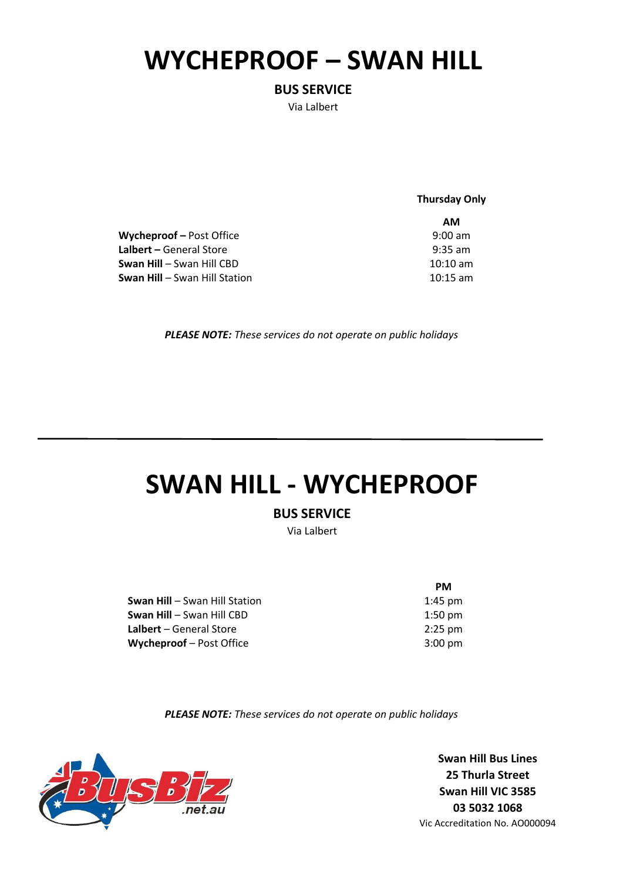# WYCHEPROOF – SWAN HILL

**BUS SERVICE**

Via Lalbert

| | Thursday Only |
|---|---|
| | **AM** |
| **Wycheproof –** Post Office | 9:00 am |
| **Lalbert –** General Store | 9:35 am |
| **Swan Hill** – Swan Hill CBD | 10:10 am |
| **Swan Hill** – Swan Hill Station | 10:15 am |

***PLEASE NOTE:*** *These services do not operate on public holidays*

---

# SWAN HILL - WYCHEPROOF

**BUS SERVICE**

Via Lalbert

| | **PM** |
|---|---|
| **Swan Hill** – Swan Hill Station | 1:45 pm |
| **Swan Hill** – Swan Hill CBD | 1:50 pm |
| **Lalbert** – General Store | 2:25 pm |
| **Wycheproof** – Post Office | 3:00 pm |

***PLEASE NOTE:*** *These services do not operate on public holidays*

BusBiz .net.au

**Swan Hill Bus Lines**
**25 Thurla Street**
**Swan Hill VIC 3585**
**03 5032 1068**
Vic Accreditation No. AO000094